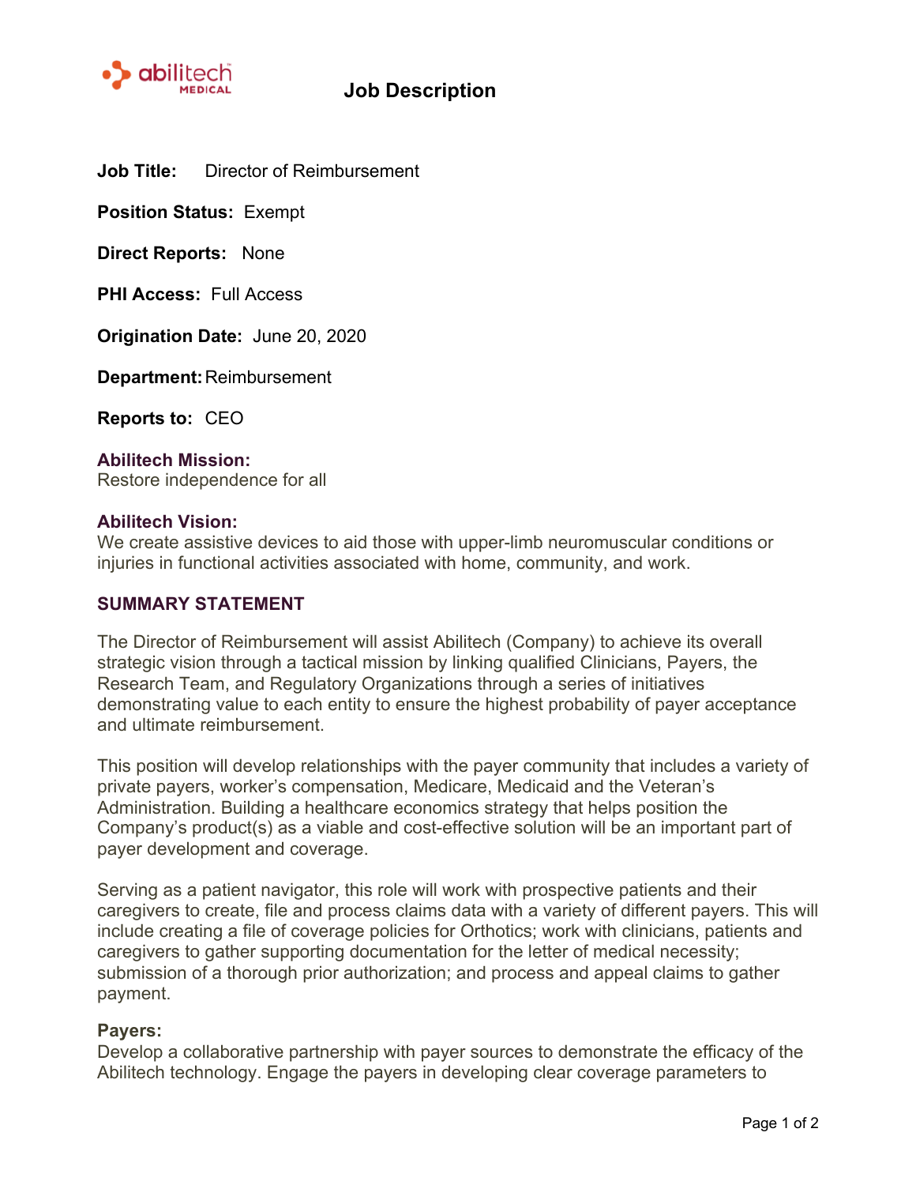# Job Description

**Job Title:** Director of Reimbursement

**Position Status:** Exempt

**Direct Reports:** None

**PHI Access:** Full Access

**Origination Date:** June 20, 2020

**Department:** Reimbursement

**Reports to:** CEO

**Abilitech Mission:**
Restore independence for all

**Abilitech Vision:**
We create assistive devices to aid those with upper-limb neuromuscular conditions or injuries in functional activities associated with home, community, and work.

## SUMMARY STATEMENT

The Director of Reimbursement will assist Abilitech (Company) to achieve its overall strategic vision through a tactical mission by linking qualified Clinicians, Payers, the Research Team, and Regulatory Organizations through a series of initiatives demonstrating value to each entity to ensure the highest probability of payer acceptance and ultimate reimbursement.

This position will develop relationships with the payer community that includes a variety of private payers, worker's compensation, Medicare, Medicaid and the Veteran's Administration. Building a healthcare economics strategy that helps position the Company's product(s) as a viable and cost-effective solution will be an important part of payer development and coverage.

Serving as a patient navigator, this role will work with prospective patients and their caregivers to create, file and process claims data with a variety of different payers. This will include creating a file of coverage policies for Orthotics; work with clinicians, patients and caregivers to gather supporting documentation for the letter of medical necessity; submission of a thorough prior authorization; and process and appeal claims to gather payment.

**Payers:**
Develop a collaborative partnership with payer sources to demonstrate the efficacy of the Abilitech technology. Engage the payers in developing clear coverage parameters to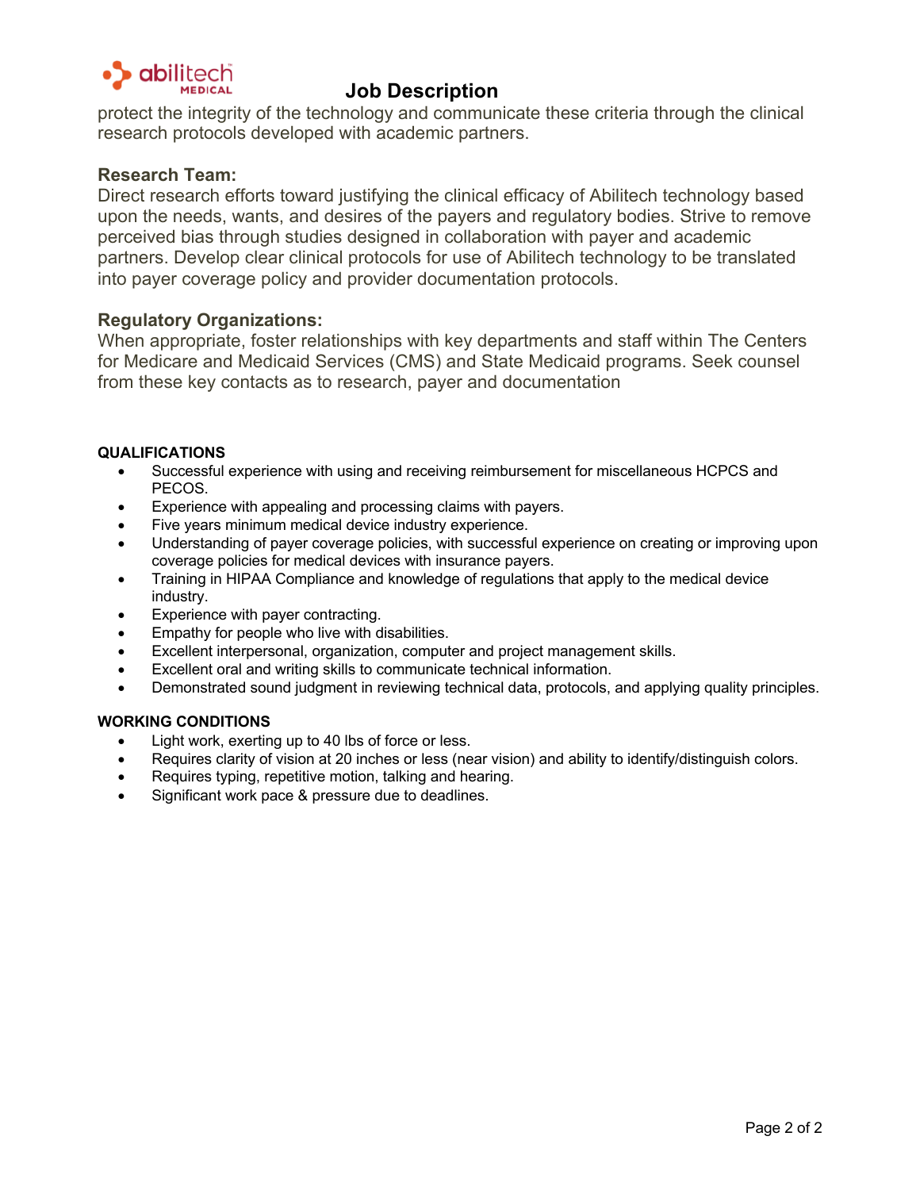protect the integrity of the technology and communicate these criteria through the clinical research protocols developed with academic partners.

**Research Team:**
Direct research efforts toward justifying the clinical efficacy of Abilitech technology based upon the needs, wants, and desires of the payers and regulatory bodies. Strive to remove perceived bias through studies designed in collaboration with payer and academic partners. Develop clear clinical protocols for use of Abilitech technology to be translated into payer coverage policy and provider documentation protocols.

**Regulatory Organizations:**
When appropriate, foster relationships with key departments and staff within The Centers for Medicare and Medicaid Services (CMS) and State Medicaid programs. Seek counsel from these key contacts as to research, payer and documentation

## QUALIFICATIONS

- Successful experience with using and receiving reimbursement for miscellaneous HCPCS and PECOS.
- Experience with appealing and processing claims with payers.
- Five years minimum medical device industry experience.
- Understanding of payer coverage policies, with successful experience on creating or improving upon coverage policies for medical devices with insurance payers.
- Training in HIPAA Compliance and knowledge of regulations that apply to the medical device industry.
- Experience with payer contracting.
- Empathy for people who live with disabilities.
- Excellent interpersonal, organization, computer and project management skills.
- Excellent oral and writing skills to communicate technical information.
- Demonstrated sound judgment in reviewing technical data, protocols, and applying quality principles.

## WORKING CONDITIONS

- Light work, exerting up to 40 lbs of force or less.
- Requires clarity of vision at 20 inches or less (near vision) and ability to identify/distinguish colors.
- Requires typing, repetitive motion, talking and hearing.
- Significant work pace & pressure due to deadlines.